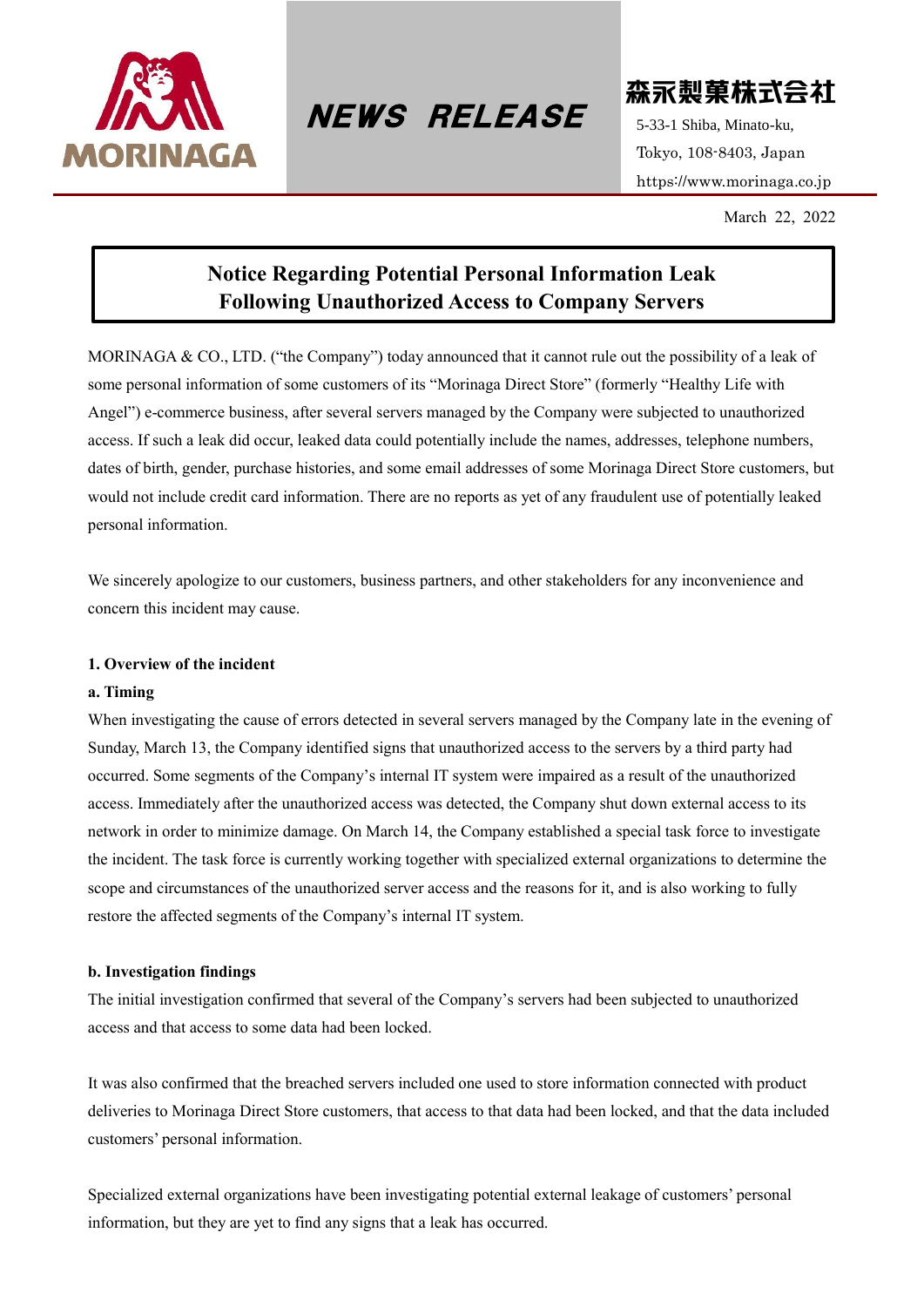MORINAGA

**NEWS RELEASE**

森永製菓株式会社

5-33-1 Shiba, Minato-ku,
Tokyo, 108-8403, Japan
https://www.morinaga.co.jp

March 22, 2022

# Notice Regarding Potential Personal Information Leak Following Unauthorized Access to Company Servers

MORINAGA & CO., LTD. ("the Company") today announced that it cannot rule out the possibility of a leak of some personal information of some customers of its "Morinaga Direct Store" (formerly "Healthy Life with Angel") e-commerce business, after several servers managed by the Company were subjected to unauthorized access. If such a leak did occur, leaked data could potentially include the names, addresses, telephone numbers, dates of birth, gender, purchase histories, and some email addresses of some Morinaga Direct Store customers, but would not include credit card information. There are no reports as yet of any fraudulent use of potentially leaked personal information.

We sincerely apologize to our customers, business partners, and other stakeholders for any inconvenience and concern this incident may cause.

## 1. Overview of the incident

### a. Timing

When investigating the cause of errors detected in several servers managed by the Company late in the evening of Sunday, March 13, the Company identified signs that unauthorized access to the servers by a third party had occurred. Some segments of the Company's internal IT system were impaired as a result of the unauthorized access. Immediately after the unauthorized access was detected, the Company shut down external access to its network in order to minimize damage. On March 14, the Company established a special task force to investigate the incident. The task force is currently working together with specialized external organizations to determine the scope and circumstances of the unauthorized server access and the reasons for it, and is also working to fully restore the affected segments of the Company's internal IT system.

### b. Investigation findings

The initial investigation confirmed that several of the Company's servers had been subjected to unauthorized access and that access to some data had been locked.

It was also confirmed that the breached servers included one used to store information connected with product deliveries to Morinaga Direct Store customers, that access to that data had been locked, and that the data included customers' personal information.

Specialized external organizations have been investigating potential external leakage of customers' personal information, but they are yet to find any signs that a leak has occurred.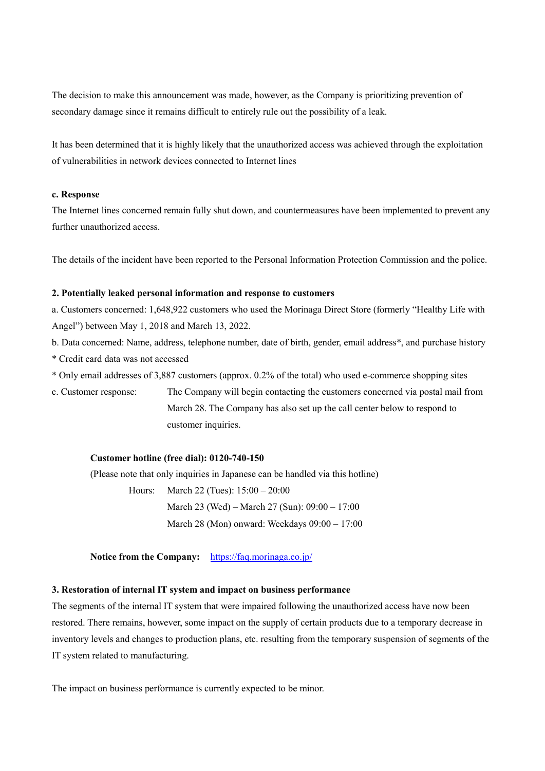The decision to make this announcement was made, however, as the Company is prioritizing prevention of secondary damage since it remains difficult to entirely rule out the possibility of a leak.

It has been determined that it is highly likely that the unauthorized access was achieved through the exploitation of vulnerabilities in network devices connected to Internet lines

**c. Response**

The Internet lines concerned remain fully shut down, and countermeasures have been implemented to prevent any further unauthorized access.

The details of the incident have been reported to the Personal Information Protection Commission and the police.

**2. Potentially leaked personal information and response to customers**

a. Customers concerned: 1,648,922 customers who used the Morinaga Direct Store (formerly "Healthy Life with Angel") between May 1, 2018 and March 13, 2022.

b. Data concerned: Name, address, telephone number, date of birth, gender, email address*, and purchase history

* Credit card data was not accessed

* Only email addresses of 3,887 customers (approx. 0.2% of the total) who used e-commerce shopping sites

c. Customer response: The Company will begin contacting the customers concerned via postal mail from March 28. The Company has also set up the call center below to respond to customer inquiries.

**Customer hotline (free dial): 0120-740-150**

(Please note that only inquiries in Japanese can be handled via this hotline)

Hours: March 22 (Tues): 15:00 – 20:00
March 23 (Wed) – March 27 (Sun): 09:00 – 17:00
March 28 (Mon) onward: Weekdays 09:00 – 17:00

**Notice from the Company:** https://faq.morinaga.co.jp/

**3. Restoration of internal IT system and impact on business performance**

The segments of the internal IT system that were impaired following the unauthorized access have now been restored. There remains, however, some impact on the supply of certain products due to a temporary decrease in inventory levels and changes to production plans, etc. resulting from the temporary suspension of segments of the IT system related to manufacturing.

The impact on business performance is currently expected to be minor.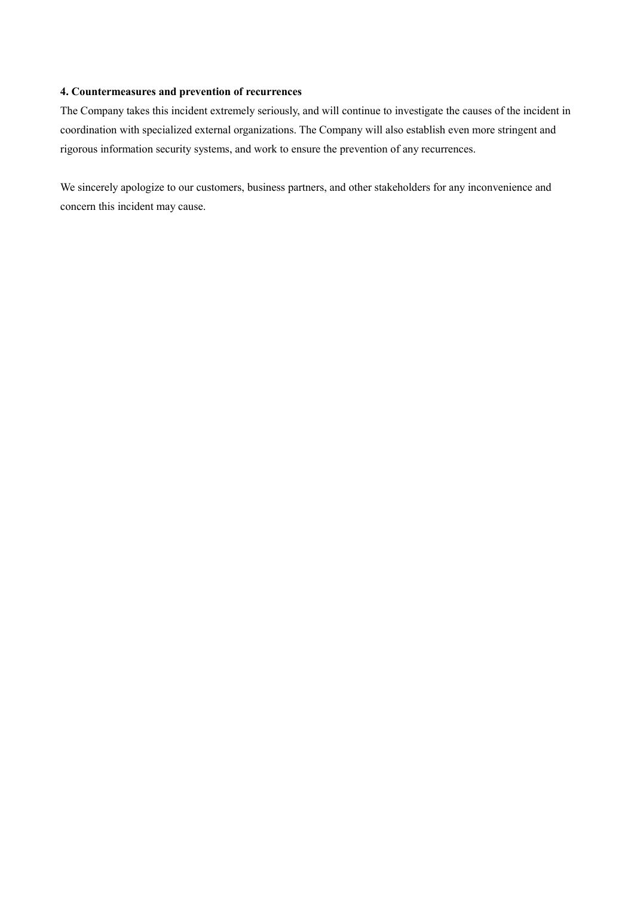**4. Countermeasures and prevention of recurrences**

The Company takes this incident extremely seriously, and will continue to investigate the causes of the incident in coordination with specialized external organizations. The Company will also establish even more stringent and rigorous information security systems, and work to ensure the prevention of any recurrences.

We sincerely apologize to our customers, business partners, and other stakeholders for any inconvenience and concern this incident may cause.